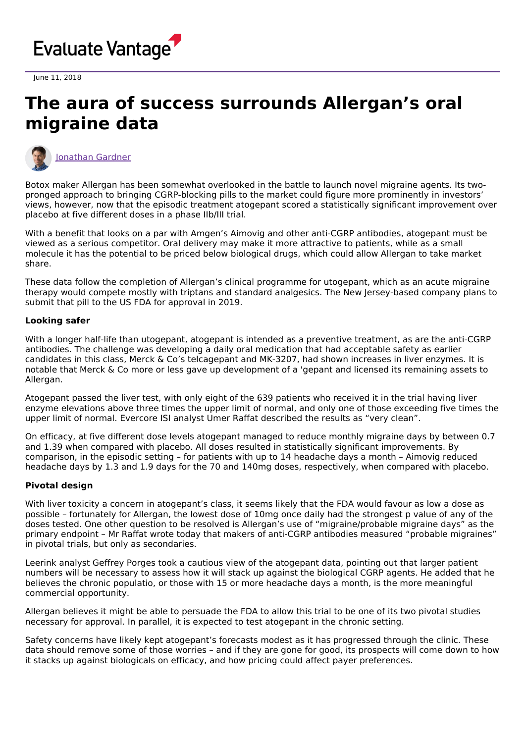Evaluate Vantage

June 11, 2018

# The aura of success surrounds Allergan's oral migraine data

Jonathan Gardner

Botox maker Allergan has been somewhat overlooked in the battle to launch novel migraine agents. Its two-pronged approach to bringing CGRP-blocking pills to the market could figure more prominently in investors' views, however, now that the episodic treatment atogepant scored a statistically significant improvement over placebo at five different doses in a phase IIb/III trial.

With a benefit that looks on a par with Amgen's Aimovig and other anti-CGRP antibodies, atogepant must be viewed as a serious competitor. Oral delivery may make it more attractive to patients, while as a small molecule it has the potential to be priced below biological drugs, which could allow Allergan to take market share.

These data follow the completion of Allergan's clinical programme for utogepant, which as an acute migraine therapy would compete mostly with triptans and standard analgesics. The New Jersey-based company plans to submit that pill to the US FDA for approval in 2019.

**Looking safer**

With a longer half-life than utogepant, atogepant is intended as a preventive treatment, as are the anti-CGRP antibodies. The challenge was developing a daily oral medication that had acceptable safety as earlier candidates in this class, Merck & Co's telcagepant and MK-3207, had shown increases in liver enzymes. It is notable that Merck & Co more or less gave up development of a 'gepant and licensed its remaining assets to Allergan.

Atogepant passed the liver test, with only eight of the 639 patients who received it in the trial having liver enzyme elevations above three times the upper limit of normal, and only one of those exceeding five times the upper limit of normal. Evercore ISI analyst Umer Raffat described the results as "very clean".

On efficacy, at five different dose levels atogepant managed to reduce monthly migraine days by between 0.7 and 1.39 when compared with placebo. All doses resulted in statistically significant improvements. By comparison, in the episodic setting – for patients with up to 14 headache days a month – Aimovig reduced headache days by 1.3 and 1.9 days for the 70 and 140mg doses, respectively, when compared with placebo.

**Pivotal design**

With liver toxicity a concern in atogepant's class, it seems likely that the FDA would favour as low a dose as possible – fortunately for Allergan, the lowest dose of 10mg once daily had the strongest p value of any of the doses tested. One other question to be resolved is Allergan's use of "migraine/probable migraine days" as the primary endpoint – Mr Raffat wrote today that makers of anti-CGRP antibodies measured "probable migraines" in pivotal trials, but only as secondaries.

Leerink analyst Geffrey Porges took a cautious view of the atogepant data, pointing out that larger patient numbers will be necessary to assess how it will stack up against the biological CGRP agents. He added that he believes the chronic populatio, or those with 15 or more headache days a month, is the more meaningful commercial opportunity.

Allergan believes it might be able to persuade the FDA to allow this trial to be one of its two pivotal studies necessary for approval. In parallel, it is expected to test atogepant in the chronic setting.

Safety concerns have likely kept atogepant's forecasts modest as it has progressed through the clinic. These data should remove some of those worries – and if they are gone for good, its prospects will come down to how it stacks up against biologicals on efficacy, and how pricing could affect payer preferences.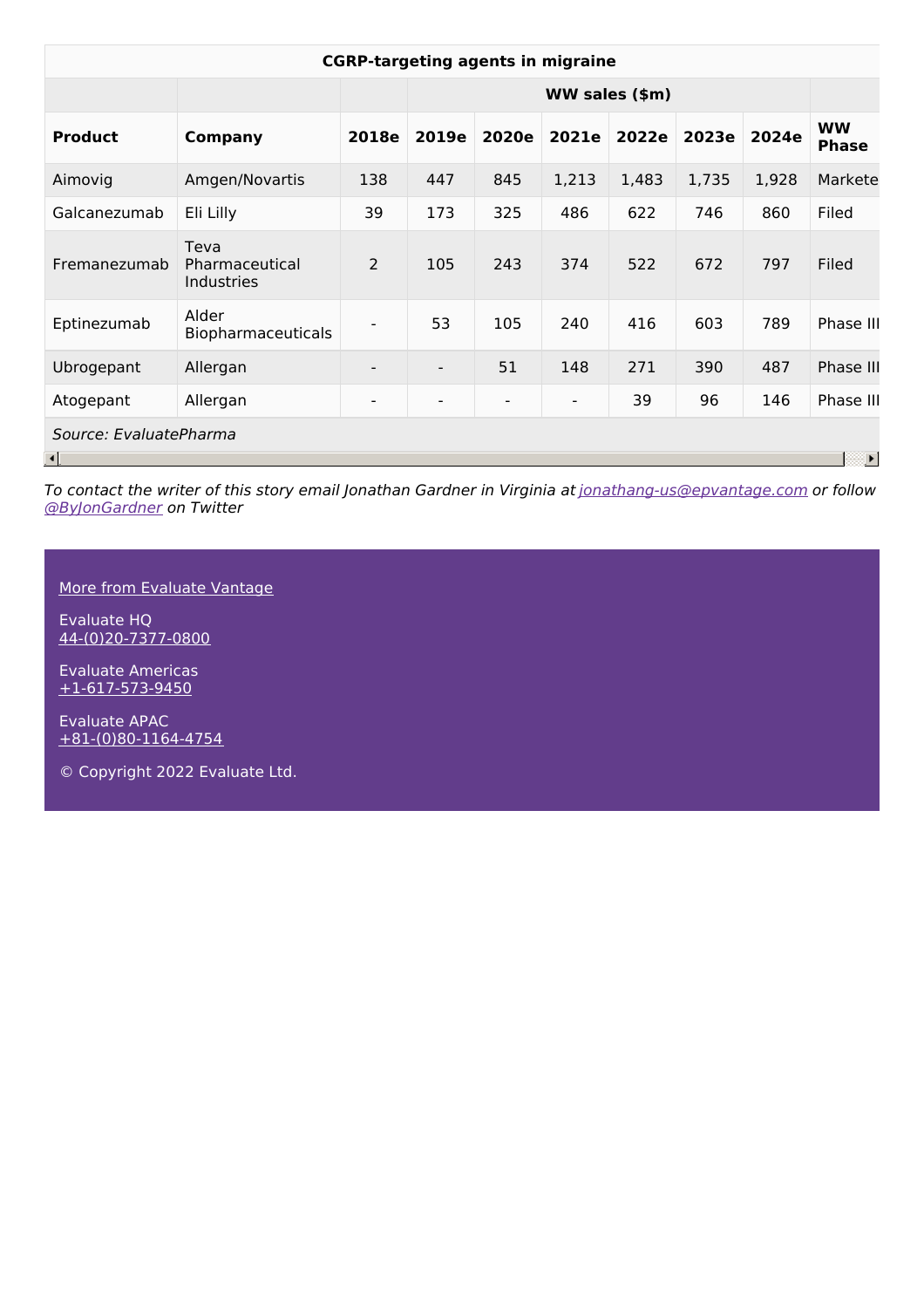| CGRP-targeting agents in migraine | | | | | | | | | |
|---|---|---|---|---|---|---|---|---|---|
| | | | WW sales ($m) | | | | | | |
| **Product** | **Company** | **2018e** | **2019e** | **2020e** | **2021e** | **2022e** | **2023e** | **2024e** | **WW Phase** |
| Aimovig | Amgen/Novartis | 138 | 447 | 845 | 1,213 | 1,483 | 1,735 | 1,928 | Markete |
| Galcanezumab | Eli Lilly | 39 | 173 | 325 | 486 | 622 | 746 | 860 | Filed |
| Fremanezumab | Teva Pharmaceutical Industries | 2 | 105 | 243 | 374 | 522 | 672 | 797 | Filed |
| Eptinezumab | Alder Biopharmaceuticals | - | 53 | 105 | 240 | 416 | 603 | 789 | Phase III |
| Ubrogepant | Allergan | - | - | 51 | 148 | 271 | 390 | 487 | Phase III |
| Atogepant | Allergan | - | - | - | - | 39 | 96 | 146 | Phase III |

*Source: EvaluatePharma*

*To contact the writer of this story email Jonathan Gardner in Virginia at jonathang-us@epvantage.com or follow @ByJonGardner on Twitter*

More from Evaluate Vantage

Evaluate HQ
44-(0)20-7377-0800

Evaluate Americas
+1-617-573-9450

Evaluate APAC
+81-(0)80-1164-4754

© Copyright 2022 Evaluate Ltd.